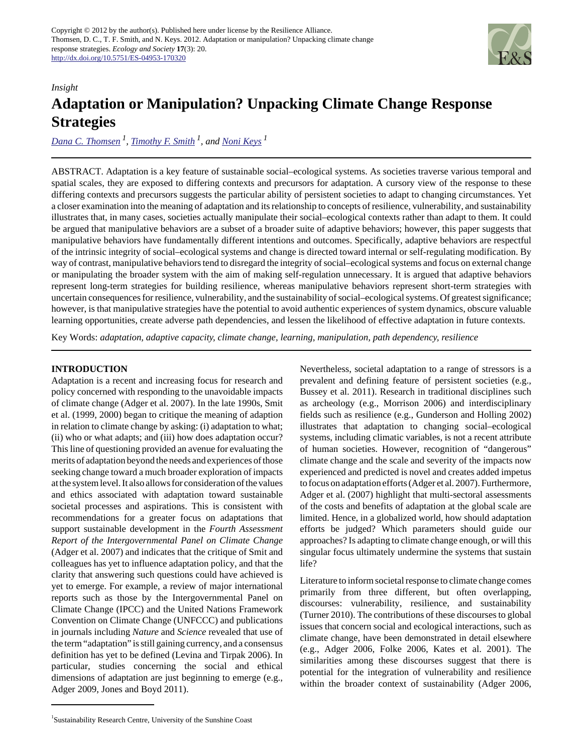Copyright © 2012 by the author(s). Published here under license by the Resilience Alliance.
Thomsen, D. C., T. F. Smith, and N. Keys. 2012. Adaptation or manipulation? Unpacking climate change response strategies. *Ecology and Society* **17**(3): 20.
http://dx.doi.org/10.5751/ES-04953-170320

*Insight*

# Adaptation or Manipulation? Unpacking Climate Change Response Strategies

*Dana C. Thomsen [1], Timothy F. Smith [1], and Noni Keys [1]*

ABSTRACT. Adaptation is a key feature of sustainable social–ecological systems. As societies traverse various temporal and spatial scales, they are exposed to differing contexts and precursors for adaptation. A cursory view of the response to these differing contexts and precursors suggests the particular ability of persistent societies to adapt to changing circumstances. Yet a closer examination into the meaning of adaptation and its relationship to concepts of resilience, vulnerability, and sustainability illustrates that, in many cases, societies actually manipulate their social–ecological contexts rather than adapt to them. It could be argued that manipulative behaviors are a subset of a broader suite of adaptive behaviors; however, this paper suggests that manipulative behaviors have fundamentally different intentions and outcomes. Specifically, adaptive behaviors are respectful of the intrinsic integrity of social–ecological systems and change is directed toward internal or self-regulating modification. By way of contrast, manipulative behaviors tend to disregard the integrity of social–ecological systems and focus on external change or manipulating the broader system with the aim of making self-regulation unnecessary. It is argued that adaptive behaviors represent long-term strategies for building resilience, whereas manipulative behaviors represent short-term strategies with uncertain consequences for resilience, vulnerability, and the sustainability of social–ecological systems. Of greatest significance; however, is that manipulative strategies have the potential to avoid authentic experiences of system dynamics, obscure valuable learning opportunities, create adverse path dependencies, and lessen the likelihood of effective adaptation in future contexts.

Key Words: *adaptation, adaptive capacity, climate change, learning, manipulation, path dependency, resilience*

## INTRODUCTION

Adaptation is a recent and increasing focus for research and policy concerned with responding to the unavoidable impacts of climate change (Adger et al. 2007). In the late 1990s, Smit et al. (1999, 2000) began to critique the meaning of adaption in relation to climate change by asking: (i) adaptation to what; (ii) who or what adapts; and (iii) how does adaptation occur? This line of questioning provided an avenue for evaluating the merits of adaptation beyond the needs and experiences of those seeking change toward a much broader exploration of impacts at the system level. It also allows for consideration of the values and ethics associated with adaptation toward sustainable societal processes and aspirations. This is consistent with recommendations for a greater focus on adaptations that support sustainable development in the *Fourth Assessment Report of the Intergovernmental Panel on Climate Change* (Adger et al. 2007) and indicates that the critique of Smit and colleagues has yet to influence adaptation policy, and that the clarity that answering such questions could have achieved is yet to emerge. For example, a review of major international reports such as those by the Intergovernmental Panel on Climate Change (IPCC) and the United Nations Framework Convention on Climate Change (UNFCCC) and publications in journals including *Nature* and *Science* revealed that use of the term "adaptation" is still gaining currency, and a consensus definition has yet to be defined (Levina and Tirpak 2006). In particular, studies concerning the social and ethical dimensions of adaptation are just beginning to emerge (e.g., Adger 2009, Jones and Boyd 2011).

Nevertheless, societal adaptation to a range of stressors is a prevalent and defining feature of persistent societies (e.g., Bussey et al. 2011). Research in traditional disciplines such as archeology (e.g., Morrison 2006) and interdisciplinary fields such as resilience (e.g., Gunderson and Holling 2002) illustrates that adaptation to changing social–ecological systems, including climatic variables, is not a recent attribute of human societies. However, recognition of "dangerous" climate change and the scale and severity of the impacts now experienced and predicted is novel and creates added impetus to focus on adaptation efforts (Adger et al. 2007). Furthermore, Adger et al. (2007) highlight that multi-sectoral assessments of the costs and benefits of adaptation at the global scale are limited. Hence, in a globalized world, how should adaptation efforts be judged? Which parameters should guide our approaches? Is adapting to climate change enough, or will this singular focus ultimately undermine the systems that sustain life?

Literature to inform societal response to climate change comes primarily from three different, but often overlapping, discourses: vulnerability, resilience, and sustainability (Turner 2010). The contributions of these discourses to global issues that concern social and ecological interactions, such as climate change, have been demonstrated in detail elsewhere (e.g., Adger 2006, Folke 2006, Kates et al. 2001). The similarities among these discourses suggest that there is potential for the integration of vulnerability and resilience within the broader context of sustainability (Adger 2006,

[1] Sustainability Research Centre, University of the Sunshine Coast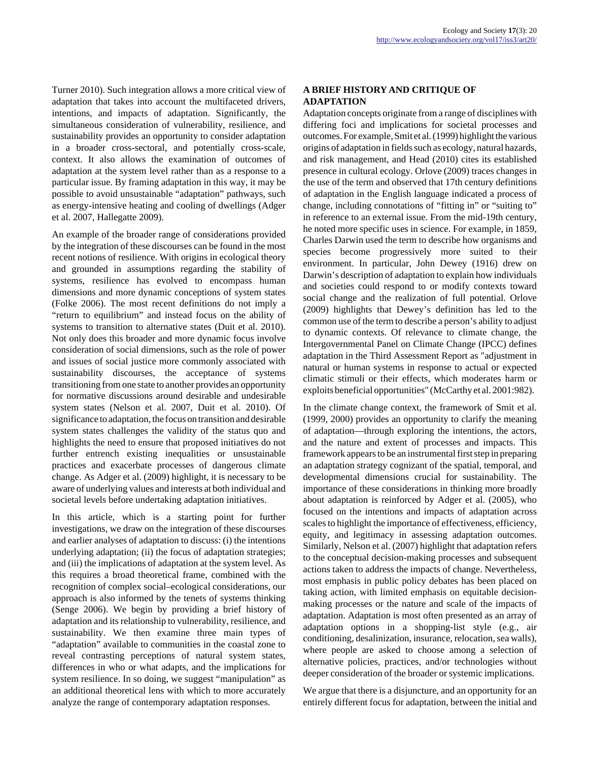Turner 2010). Such integration allows a more critical view of adaptation that takes into account the multifaceted drivers, intentions, and impacts of adaptation. Significantly, the simultaneous consideration of vulnerability, resilience, and sustainability provides an opportunity to consider adaptation in a broader cross-sectoral, and potentially cross-scale, context. It also allows the examination of outcomes of adaptation at the system level rather than as a response to a particular issue. By framing adaptation in this way, it may be possible to avoid unsustainable "adaptation" pathways, such as energy-intensive heating and cooling of dwellings (Adger et al. 2007, Hallegatte 2009).

An example of the broader range of considerations provided by the integration of these discourses can be found in the most recent notions of resilience. With origins in ecological theory and grounded in assumptions regarding the stability of systems, resilience has evolved to encompass human dimensions and more dynamic conceptions of system states (Folke 2006). The most recent definitions do not imply a "return to equilibrium" and instead focus on the ability of systems to transition to alternative states (Duit et al. 2010). Not only does this broader and more dynamic focus involve consideration of social dimensions, such as the role of power and issues of social justice more commonly associated with sustainability discourses, the acceptance of systems transitioning from one state to another provides an opportunity for normative discussions around desirable and undesirable system states (Nelson et al. 2007, Duit et al. 2010). Of significance to adaptation, the focus on transition and desirable system states challenges the validity of the status quo and highlights the need to ensure that proposed initiatives do not further entrench existing inequalities or unsustainable practices and exacerbate processes of dangerous climate change. As Adger et al. (2009) highlight, it is necessary to be aware of underlying values and interests at both individual and societal levels before undertaking adaptation initiatives.

In this article, which is a starting point for further investigations, we draw on the integration of these discourses and earlier analyses of adaptation to discuss: (i) the intentions underlying adaptation; (ii) the focus of adaptation strategies; and (iii) the implications of adaptation at the system level. As this requires a broad theoretical frame, combined with the recognition of complex social–ecological considerations, our approach is also informed by the tenets of systems thinking (Senge 2006). We begin by providing a brief history of adaptation and its relationship to vulnerability, resilience, and sustainability. We then examine three main types of "adaptation" available to communities in the coastal zone to reveal contrasting perceptions of natural system states, differences in who or what adapts, and the implications for system resilience. In so doing, we suggest "manipulation" as an additional theoretical lens with which to more accurately analyze the range of contemporary adaptation responses.

## A BRIEF HISTORY AND CRITIQUE OF ADAPTATION

Adaptation concepts originate from a range of disciplines with differing foci and implications for societal processes and outcomes. For example, Smit et al. (1999) highlight the various origins of adaptation in fields such as ecology, natural hazards, and risk management, and Head (2010) cites its established presence in cultural ecology. Orlove (2009) traces changes in the use of the term and observed that 17th century definitions of adaptation in the English language indicated a process of change, including connotations of "fitting in" or "suiting to" in reference to an external issue. From the mid-19th century, he noted more specific uses in science. For example, in 1859, Charles Darwin used the term to describe how organisms and species become progressively more suited to their environment. In particular, John Dewey (1916) drew on Darwin's description of adaptation to explain how individuals and societies could respond to or modify contexts toward social change and the realization of full potential. Orlove (2009) highlights that Dewey's definition has led to the common use of the term to describe a person's ability to adjust to dynamic contexts. Of relevance to climate change, the Intergovernmental Panel on Climate Change (IPCC) defines adaptation in the Third Assessment Report as "adjustment in natural or human systems in response to actual or expected climatic stimuli or their effects, which moderates harm or exploits beneficial opportunities" (McCarthy et al. 2001:982).

In the climate change context, the framework of Smit et al. (1999, 2000) provides an opportunity to clarify the meaning of adaptation—through exploring the intentions, the actors, and the nature and extent of processes and impacts. This framework appears to be an instrumental first step in preparing an adaptation strategy cognizant of the spatial, temporal, and developmental dimensions crucial for sustainability. The importance of these considerations in thinking more broadly about adaptation is reinforced by Adger et al. (2005), who focused on the intentions and impacts of adaptation across scales to highlight the importance of effectiveness, efficiency, equity, and legitimacy in assessing adaptation outcomes. Similarly, Nelson et al. (2007) highlight that adaptation refers to the conceptual decision-making processes and subsequent actions taken to address the impacts of change. Nevertheless, most emphasis in public policy debates has been placed on taking action, with limited emphasis on equitable decision-making processes or the nature and scale of the impacts of adaptation. Adaptation is most often presented as an array of adaptation options in a shopping-list style (e.g., air conditioning, desalinization, insurance, relocation, sea walls), where people are asked to choose among a selection of alternative policies, practices, and/or technologies without deeper consideration of the broader or systemic implications.

We argue that there is a disjuncture, and an opportunity for an entirely different focus for adaptation, between the initial and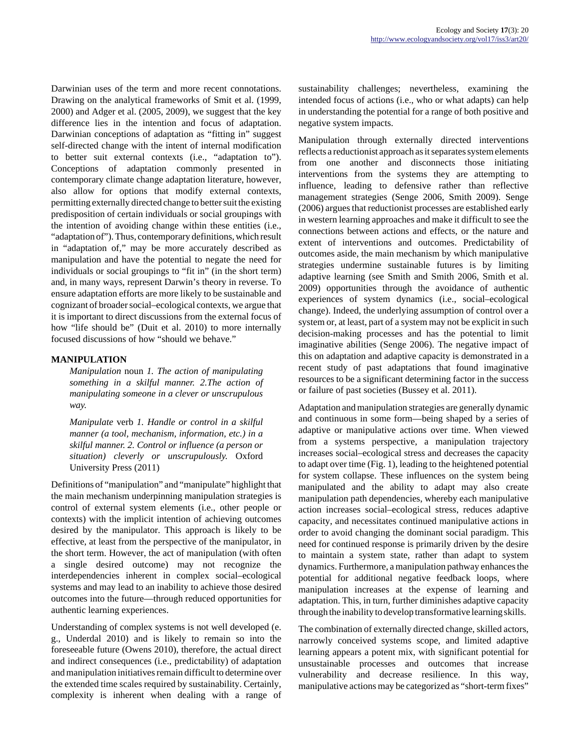Darwinian uses of the term and more recent connotations. Drawing on the analytical frameworks of Smit et al. (1999, 2000) and Adger et al. (2005, 2009), we suggest that the key difference lies in the intention and focus of adaptation. Darwinian conceptions of adaptation as "fitting in" suggest self-directed change with the intent of internal modification to better suit external contexts (i.e., "adaptation to"). Conceptions of adaptation commonly presented in contemporary climate change adaptation literature, however, also allow for options that modify external contexts, permitting externally directed change to better suit the existing predisposition of certain individuals or social groupings with the intention of avoiding change within these entities (i.e., "adaptation of"). Thus, contemporary definitions, which result in "adaptation of," may be more accurately described as manipulation and have the potential to negate the need for individuals or social groupings to "fit in" (in the short term) and, in many ways, represent Darwin's theory in reverse. To ensure adaptation efforts are more likely to be sustainable and cognizant of broader social–ecological contexts, we argue that it is important to direct discussions from the external focus of how "life should be" (Duit et al. 2010) to more internally focused discussions of how "should we behave."

## MANIPULATION

> *Manipulation* noun *1. The action of manipulating something in a skilful manner. 2.The action of manipulating someone in a clever or unscrupulous way.*
>
> *Manipulate* verb *1. Handle or control in a skilful manner (a tool, mechanism, information, etc.) in a skilful manner. 2. Control or influence (a person or situation) cleverly or unscrupulously.* Oxford University Press (2011)

Definitions of "manipulation" and "manipulate" highlight that the main mechanism underpinning manipulation strategies is control of external system elements (i.e., other people or contexts) with the implicit intention of achieving outcomes desired by the manipulator. This approach is likely to be effective, at least from the perspective of the manipulator, in the short term. However, the act of manipulation (with often a single desired outcome) may not recognize the interdependencies inherent in complex social–ecological systems and may lead to an inability to achieve those desired outcomes into the future—through reduced opportunities for authentic learning experiences.

Understanding of complex systems is not well developed (e. g., Underdal 2010) and is likely to remain so into the foreseeable future (Owens 2010), therefore, the actual direct and indirect consequences (i.e., predictability) of adaptation and manipulation initiatives remain difficult to determine over the extended time scales required by sustainability. Certainly, complexity is inherent when dealing with a range of sustainability challenges; nevertheless, examining the intended focus of actions (i.e., who or what adapts) can help in understanding the potential for a range of both positive and negative system impacts.

Manipulation through externally directed interventions reflects a reductionist approach as it separates system elements from one another and disconnects those initiating interventions from the systems they are attempting to influence, leading to defensive rather than reflective management strategies (Senge 2006, Smith 2009). Senge (2006) argues that reductionist processes are established early in western learning approaches and make it difficult to see the connections between actions and effects, or the nature and extent of interventions and outcomes. Predictability of outcomes aside, the main mechanism by which manipulative strategies undermine sustainable futures is by limiting adaptive learning (see Smith and Smith 2006, Smith et al. 2009) opportunities through the avoidance of authentic experiences of system dynamics (i.e., social–ecological change). Indeed, the underlying assumption of control over a system or, at least, part of a system may not be explicit in such decision-making processes and has the potential to limit imaginative abilities (Senge 2006). The negative impact of this on adaptation and adaptive capacity is demonstrated in a recent study of past adaptations that found imaginative resources to be a significant determining factor in the success or failure of past societies (Bussey et al. 2011).

Adaptation and manipulation strategies are generally dynamic and continuous in some form—being shaped by a series of adaptive or manipulative actions over time. When viewed from a systems perspective, a manipulation trajectory increases social–ecological stress and decreases the capacity to adapt over time (Fig. 1), leading to the heightened potential for system collapse. These influences on the system being manipulated and the ability to adapt may also create manipulation path dependencies, whereby each manipulative action increases social–ecological stress, reduces adaptive capacity, and necessitates continued manipulative actions in order to avoid changing the dominant social paradigm. This need for continued response is primarily driven by the desire to maintain a system state, rather than adapt to system dynamics. Furthermore, a manipulation pathway enhances the potential for additional negative feedback loops, where manipulation increases at the expense of learning and adaptation. This, in turn, further diminishes adaptive capacity through the inability to develop transformative learning skills.

The combination of externally directed change, skilled actors, narrowly conceived systems scope, and limited adaptive learning appears a potent mix, with significant potential for unsustainable processes and outcomes that increase vulnerability and decrease resilience. In this way, manipulative actions may be categorized as "short-term fixes"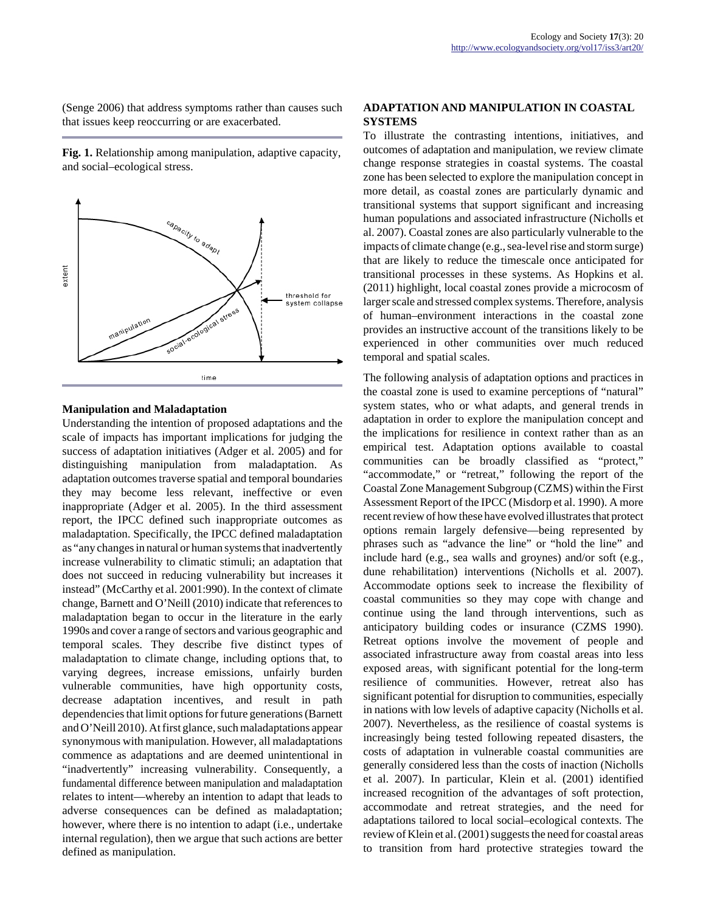(Senge 2006) that address symptoms rather than causes such that issues keep reoccurring or are exacerbated.

**Fig. 1.** Relationship among manipulation, adaptive capacity, and social–ecological stress.

extent

capacity to adapt

threshold for system collapse

manipulation

social-ecological stress

time

### Manipulation and Maladaptation

Understanding the intention of proposed adaptations and the scale of impacts has important implications for judging the success of adaptation initiatives (Adger et al. 2005) and for distinguishing manipulation from maladaptation. As adaptation outcomes traverse spatial and temporal boundaries they may become less relevant, ineffective or even inappropriate (Adger et al. 2005). In the third assessment report, the IPCC defined such inappropriate outcomes as maladaptation. Specifically, the IPCC defined maladaptation as "any changes in natural or human systems that inadvertently increase vulnerability to climatic stimuli; an adaptation that does not succeed in reducing vulnerability but increases it instead" (McCarthy et al. 2001:990). In the context of climate change, Barnett and O'Neill (2010) indicate that references to maladaptation began to occur in the literature in the early 1990s and cover a range of sectors and various geographic and temporal scales. They describe five distinct types of maladaptation to climate change, including options that, to varying degrees, increase emissions, unfairly burden vulnerable communities, have high opportunity costs, decrease adaptation incentives, and result in path dependencies that limit options for future generations (Barnett and O'Neill 2010). At first glance, such maladaptations appear synonymous with manipulation. However, all maladaptations commence as adaptations and are deemed unintentional in "inadvertently" increasing vulnerability. Consequently, a fundamental difference between manipulation and maladaptation relates to intent—whereby an intention to adapt that leads to adverse consequences can be defined as maladaptation; however, where there is no intention to adapt (i.e., undertake internal regulation), then we argue that such actions are better defined as manipulation.

## ADAPTATION AND MANIPULATION IN COASTAL SYSTEMS

To illustrate the contrasting intentions, initiatives, and outcomes of adaptation and manipulation, we review climate change response strategies in coastal systems. The coastal zone has been selected to explore the manipulation concept in more detail, as coastal zones are particularly dynamic and transitional systems that support significant and increasing human populations and associated infrastructure (Nicholls et al. 2007). Coastal zones are also particularly vulnerable to the impacts of climate change (e.g., sea-level rise and storm surge) that are likely to reduce the timescale once anticipated for transitional processes in these systems. As Hopkins et al. (2011) highlight, local coastal zones provide a microcosm of larger scale and stressed complex systems. Therefore, analysis of human–environment interactions in the coastal zone provides an instructive account of the transitions likely to be experienced in other communities over much reduced temporal and spatial scales.

The following analysis of adaptation options and practices in the coastal zone is used to examine perceptions of "natural" system states, who or what adapts, and general trends in adaptation in order to explore the manipulation concept and the implications for resilience in context rather than as an empirical test. Adaptation options available to coastal communities can be broadly classified as "protect," "accommodate," or "retreat," following the report of the Coastal Zone Management Subgroup (CZMS) within the First Assessment Report of the IPCC (Misdorp et al. 1990). A more recent review of how these have evolved illustrates that protect options remain largely defensive—being represented by phrases such as "advance the line" or "hold the line" and include hard (e.g., sea walls and groynes) and/or soft (e.g., dune rehabilitation) interventions (Nicholls et al. 2007). Accommodate options seek to increase the flexibility of coastal communities so they may cope with change and continue using the land through interventions, such as anticipatory building codes or insurance (CZMS 1990). Retreat options involve the movement of people and associated infrastructure away from coastal areas into less exposed areas, with significant potential for the long-term resilience of communities. However, retreat also has significant potential for disruption to communities, especially in nations with low levels of adaptive capacity (Nicholls et al. 2007). Nevertheless, as the resilience of coastal systems is increasingly being tested following repeated disasters, the costs of adaptation in vulnerable coastal communities are generally considered less than the costs of inaction (Nicholls et al. 2007). In particular, Klein et al. (2001) identified increased recognition of the advantages of soft protection, accommodate and retreat strategies, and the need for adaptations tailored to local social–ecological contexts. The review of Klein et al. (2001) suggests the need for coastal areas to transition from hard protective strategies toward the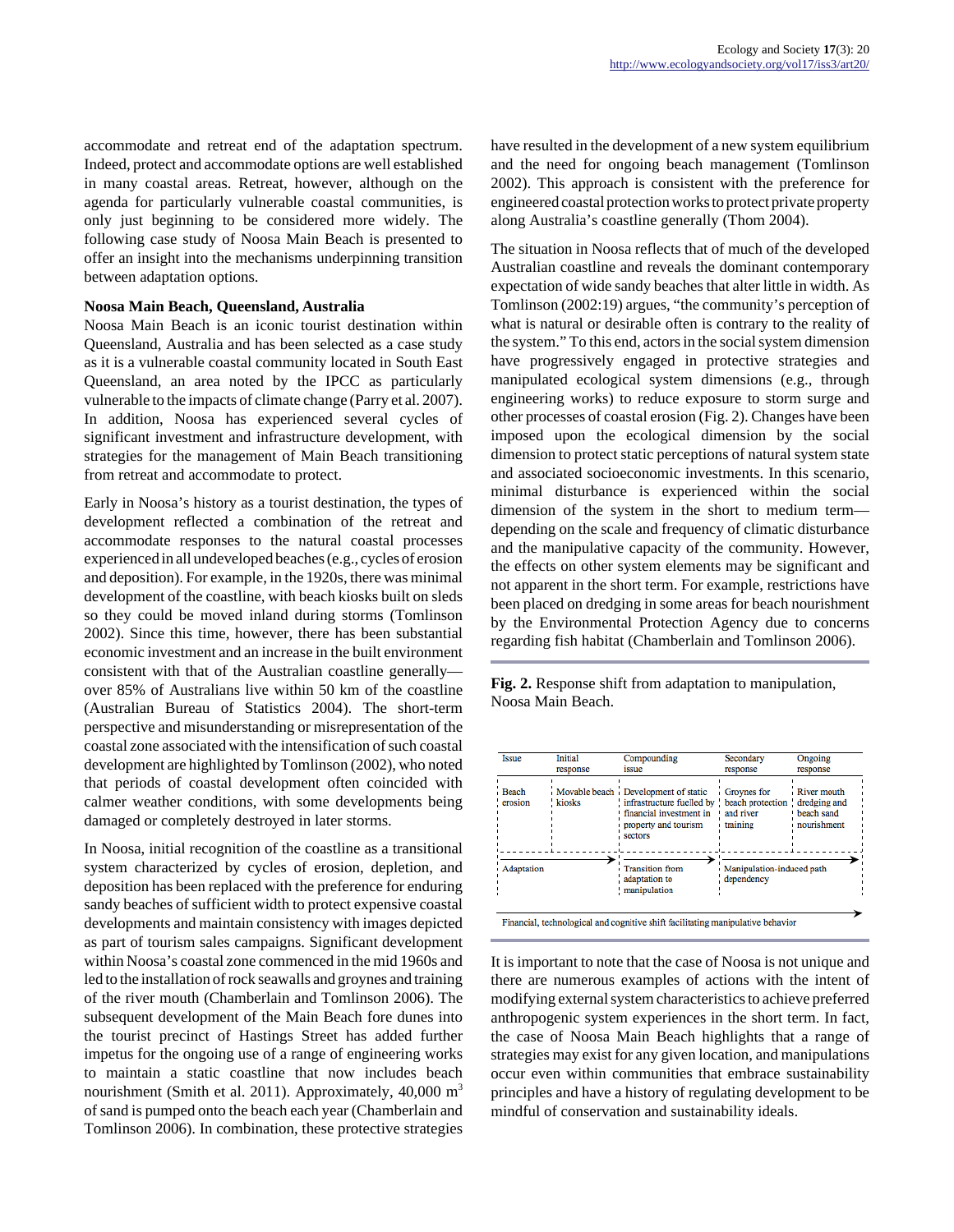accommodate and retreat end of the adaptation spectrum. Indeed, protect and accommodate options are well established in many coastal areas. Retreat, however, although on the agenda for particularly vulnerable coastal communities, is only just beginning to be considered more widely. The following case study of Noosa Main Beach is presented to offer an insight into the mechanisms underpinning transition between adaptation options.

**Noosa Main Beach, Queensland, Australia**

Noosa Main Beach is an iconic tourist destination within Queensland, Australia and has been selected as a case study as it is a vulnerable coastal community located in South East Queensland, an area noted by the IPCC as particularly vulnerable to the impacts of climate change (Parry et al. 2007). In addition, Noosa has experienced several cycles of significant investment and infrastructure development, with strategies for the management of Main Beach transitioning from retreat and accommodate to protect.

Early in Noosa's history as a tourist destination, the types of development reflected a combination of the retreat and accommodate responses to the natural coastal processes experienced in all undeveloped beaches (e.g., cycles of erosion and deposition). For example, in the 1920s, there was minimal development of the coastline, with beach kiosks built on sleds so they could be moved inland during storms (Tomlinson 2002). Since this time, however, there has been substantial economic investment and an increase in the built environment consistent with that of the Australian coastline generally—over 85% of Australians live within 50 km of the coastline (Australian Bureau of Statistics 2004). The short-term perspective and misunderstanding or misrepresentation of the coastal zone associated with the intensification of such coastal development are highlighted by Tomlinson (2002), who noted that periods of coastal development often coincided with calmer weather conditions, with some developments being damaged or completely destroyed in later storms.

In Noosa, initial recognition of the coastline as a transitional system characterized by cycles of erosion, depletion, and deposition has been replaced with the preference for enduring sandy beaches of sufficient width to protect expensive coastal developments and maintain consistency with images depicted as part of tourism sales campaigns. Significant development within Noosa's coastal zone commenced in the mid 1960s and led to the installation of rock seawalls and groynes and training of the river mouth (Chamberlain and Tomlinson 2006). The subsequent development of the Main Beach fore dunes into the tourist precinct of Hastings Street has added further impetus for the ongoing use of a range of engineering works to maintain a static coastline that now includes beach nourishment (Smith et al. 2011). Approximately, 40,000 $m^3$ of sand is pumped onto the beach each year (Chamberlain and Tomlinson 2006). In combination, these protective strategies have resulted in the development of a new system equilibrium and the need for ongoing beach management (Tomlinson 2002). This approach is consistent with the preference for engineered coastal protection works to protect private property along Australia's coastline generally (Thom 2004).

The situation in Noosa reflects that of much of the developed Australian coastline and reveals the dominant contemporary expectation of wide sandy beaches that alter little in width. As Tomlinson (2002:19) argues, "the community's perception of what is natural or desirable often is contrary to the reality of the system." To this end, actors in the social system dimension have progressively engaged in protective strategies and manipulated ecological system dimensions (e.g., through engineering works) to reduce exposure to storm surge and other processes of coastal erosion (Fig. 2). Changes have been imposed upon the ecological dimension by the social dimension to protect static perceptions of natural system state and associated socioeconomic investments. In this scenario, minimal disturbance is experienced within the social dimension of the system in the short to medium term—depending on the scale and frequency of climatic disturbance and the manipulative capacity of the community. However, the effects on other system elements may be significant and not apparent in the short term. For example, restrictions have been placed on dredging in some areas for beach nourishment by the Environmental Protection Agency due to concerns regarding fish habitat (Chamberlain and Tomlinson 2006).

**Fig. 2.** Response shift from adaptation to manipulation, Noosa Main Beach.

| Issue | Initial response | Compounding issue | Secondary response | Ongoing response |
|---|---|---|---|---|
| Beach erosion | Movable beach kiosks | Development of static infrastructure fuelled by financial investment in property and tourism sectors | Groynes for beach protection and river training | River mouth dredging and beach sand nourishment |
| Adaptation | | Transition from adaptation to manipulation | Manipulation-induced path dependency | |

Financial, technological and cognitive shift facilitating manipulative behavior

It is important to note that the case of Noosa is not unique and there are numerous examples of actions with the intent of modifying external system characteristics to achieve preferred anthropogenic system experiences in the short term. In fact, the case of Noosa Main Beach highlights that a range of strategies may exist for any given location, and manipulations occur even within communities that embrace sustainability principles and have a history of regulating development to be mindful of conservation and sustainability ideals.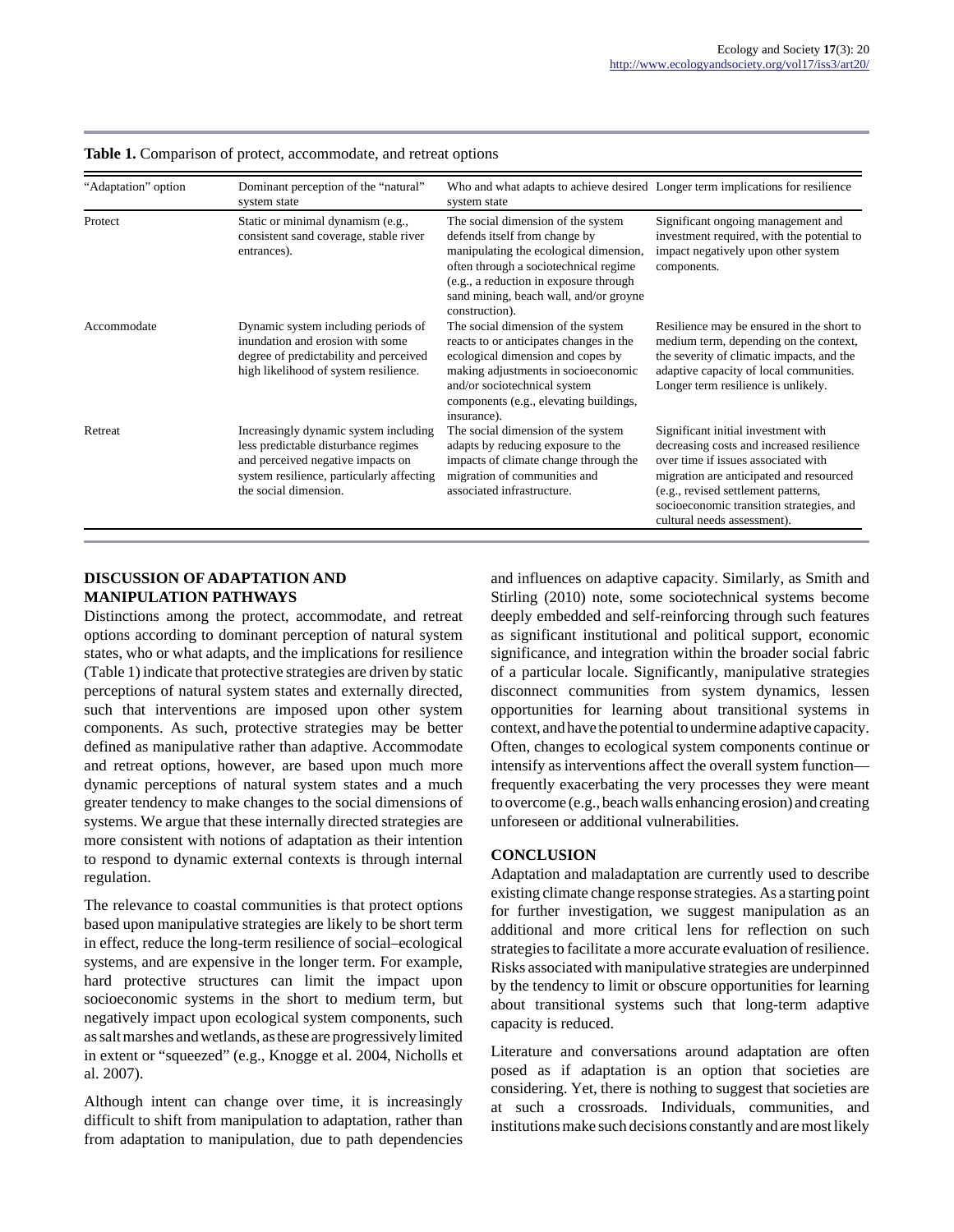**Table 1.** Comparison of protect, accommodate, and retreat options

| "Adaptation" option | Dominant perception of the "natural" system state | Who and what adapts to achieve desired system state | Longer term implications for resilience |
|---|---|---|---|
| Protect | Static or minimal dynamism (e.g., consistent sand coverage, stable river entrances). | The social dimension of the system defends itself from change by manipulating the ecological dimension, often through a sociotechnical regime (e.g., a reduction in exposure through sand mining, beach wall, and/or groyne construction). | Significant ongoing management and investment required, with the potential to impact negatively upon other system components. |
| Accommodate | Dynamic system including periods of inundation and erosion with some degree of predictability and perceived high likelihood of system resilience. | The social dimension of the system reacts to or anticipates changes in the ecological dimension and copes by making adjustments in socioeconomic and/or sociotechnical system components (e.g., elevating buildings, insurance). | Resilience may be ensured in the short to medium term, depending on the context, the severity of climatic impacts, and the adaptive capacity of local communities. Longer term resilience is unlikely. |
| Retreat | Increasingly dynamic system including less predictable disturbance regimes and perceived negative impacts on system resilience, particularly affecting the social dimension. | The social dimension of the system adapts by reducing exposure to the impacts of climate change through the migration of communities and associated infrastructure. | Significant initial investment with decreasing costs and increased resilience over time if issues associated with migration are anticipated and resourced (e.g., revised settlement patterns, socioeconomic transition strategies, and cultural needs assessment). |

## DISCUSSION OF ADAPTATION AND MANIPULATION PATHWAYS

Distinctions among the protect, accommodate, and retreat options according to dominant perception of natural system states, who or what adapts, and the implications for resilience (Table 1) indicate that protective strategies are driven by static perceptions of natural system states and externally directed, such that interventions are imposed upon other system components. As such, protective strategies may be better defined as manipulative rather than adaptive. Accommodate and retreat options, however, are based upon much more dynamic perceptions of natural system states and a much greater tendency to make changes to the social dimensions of systems. We argue that these internally directed strategies are more consistent with notions of adaptation as their intention to respond to dynamic external contexts is through internal regulation.

The relevance to coastal communities is that protect options based upon manipulative strategies are likely to be short term in effect, reduce the long-term resilience of social–ecological systems, and are expensive in the longer term. For example, hard protective structures can limit the impact upon socioeconomic systems in the short to medium term, but negatively impact upon ecological system components, such as salt marshes and wetlands, as these are progressively limited in extent or "squeezed" (e.g., Knogge et al. 2004, Nicholls et al. 2007).

Although intent can change over time, it is increasingly difficult to shift from manipulation to adaptation, rather than from adaptation to manipulation, due to path dependencies and influences on adaptive capacity. Similarly, as Smith and Stirling (2010) note, some sociotechnical systems become deeply embedded and self-reinforcing through such features as significant institutional and political support, economic significance, and integration within the broader social fabric of a particular locale. Significantly, manipulative strategies disconnect communities from system dynamics, lessen opportunities for learning about transitional systems in context, and have the potential to undermine adaptive capacity. Often, changes to ecological system components continue or intensify as interventions affect the overall system function—frequently exacerbating the very processes they were meant to overcome (e.g., beach walls enhancing erosion) and creating unforeseen or additional vulnerabilities.

## CONCLUSION

Adaptation and maladaptation are currently used to describe existing climate change response strategies. As a starting point for further investigation, we suggest manipulation as an additional and more critical lens for reflection on such strategies to facilitate a more accurate evaluation of resilience. Risks associated with manipulative strategies are underpinned by the tendency to limit or obscure opportunities for learning about transitional systems such that long-term adaptive capacity is reduced.

Literature and conversations around adaptation are often posed as if adaptation is an option that societies are considering. Yet, there is nothing to suggest that societies are at such a crossroads. Individuals, communities, and institutions make such decisions constantly and are most likely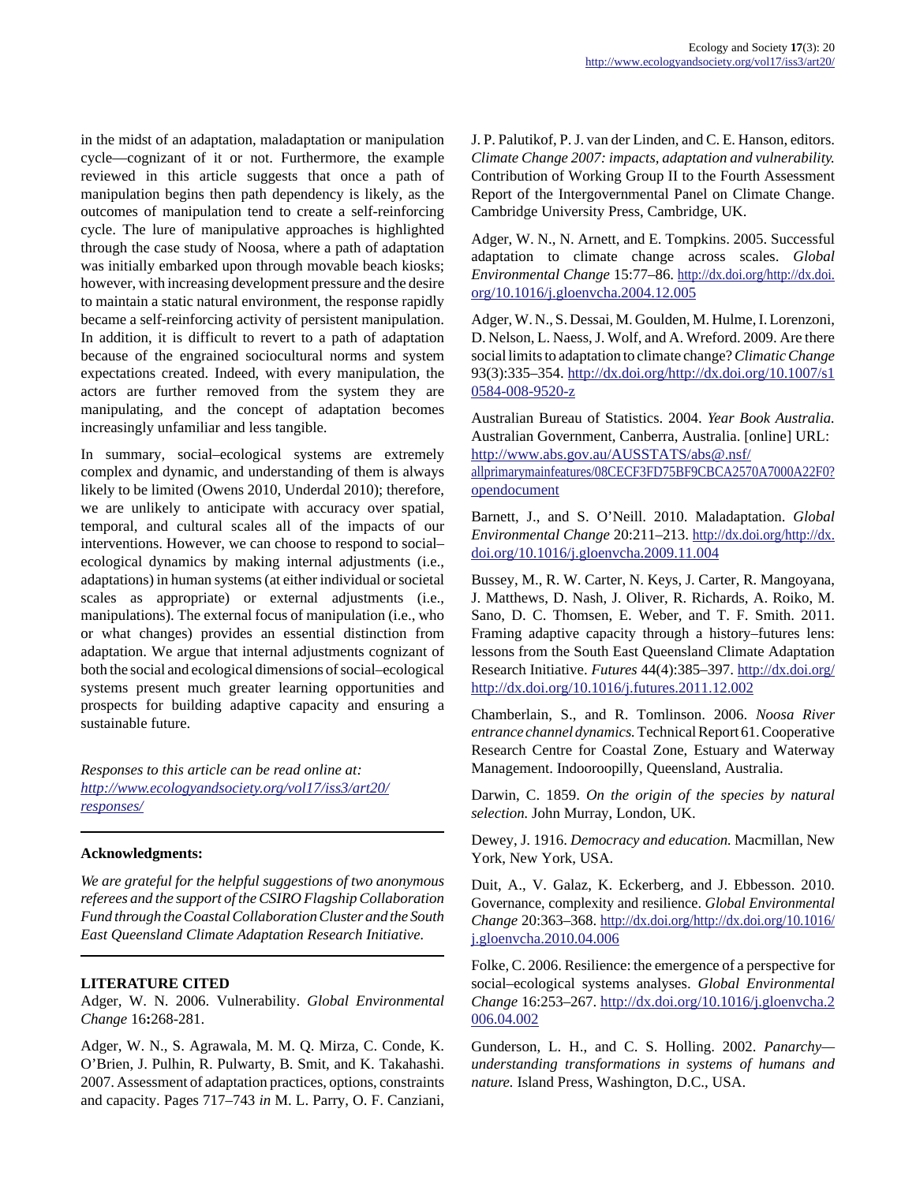in the midst of an adaptation, maladaptation or manipulation cycle—cognizant of it or not. Furthermore, the example reviewed in this article suggests that once a path of manipulation begins then path dependency is likely, as the outcomes of manipulation tend to create a self-reinforcing cycle. The lure of manipulative approaches is highlighted through the case study of Noosa, where a path of adaptation was initially embarked upon through movable beach kiosks; however, with increasing development pressure and the desire to maintain a static natural environment, the response rapidly became a self-reinforcing activity of persistent manipulation. In addition, it is difficult to revert to a path of adaptation because of the engrained sociocultural norms and system expectations created. Indeed, with every manipulation, the actors are further removed from the system they are manipulating, and the concept of adaptation becomes increasingly unfamiliar and less tangible.

In summary, social–ecological systems are extremely complex and dynamic, and understanding of them is always likely to be limited (Owens 2010, Underdal 2010); therefore, we are unlikely to anticipate with accuracy over spatial, temporal, and cultural scales all of the impacts of our interventions. However, we can choose to respond to social–ecological dynamics by making internal adjustments (i.e., adaptations) in human systems (at either individual or societal scales as appropriate) or external adjustments (i.e., manipulations). The external focus of manipulation (i.e., who or what changes) provides an essential distinction from adaptation. We argue that internal adjustments cognizant of both the social and ecological dimensions of social–ecological systems present much greater learning opportunities and prospects for building adaptive capacity and ensuring a sustainable future.

*Responses to this article can be read online at:*
*http://www.ecologyandsociety.org/vol17/iss3/art20/responses/*

---

**Acknowledgments:**

*We are grateful for the helpful suggestions of two anonymous referees and the support of the CSIRO Flagship Collaboration Fund through the Coastal Collaboration Cluster and the South East Queensland Climate Adaptation Research Initiative.*

---

**LITERATURE CITED**

Adger, W. N. 2006. Vulnerability. *Global Environmental Change* 16**:**268-281.

Adger, W. N., S. Agrawala, M. M. Q. Mirza, C. Conde, K. O'Brien, J. Pulhin, R. Pulwarty, B. Smit, and K. Takahashi. 2007. Assessment of adaptation practices, options, constraints and capacity. Pages 717–743 *in* M. L. Parry, O. F. Canziani, J. P. Palutikof, P. J. van der Linden, and C. E. Hanson, editors. *Climate Change 2007: impacts, adaptation and vulnerability.* Contribution of Working Group II to the Fourth Assessment Report of the Intergovernmental Panel on Climate Change. Cambridge University Press, Cambridge, UK.

Adger, W. N., N. Arnett, and E. Tompkins. 2005. Successful adaptation to climate change across scales. *Global Environmental Change* 15:77–86. http://dx.doi.org/http://dx.doi.org/10.1016/j.gloenvcha.2004.12.005

Adger, W. N., S. Dessai, M. Goulden, M. Hulme, I. Lorenzoni, D. Nelson, L. Naess, J. Wolf, and A. Wreford. 2009. Are there social limits to adaptation to climate change? *Climatic Change* 93(3):335–354. http://dx.doi.org/http://dx.doi.org/10.1007/s10584-008-9520-z

Australian Bureau of Statistics. 2004. *Year Book Australia.* Australian Government, Canberra, Australia. [online] URL: http://www.abs.gov.au/AUSSTATS/abs@.nsf/allprimarymainfeatures/08CECF3FD75BF9CBCA2570A7000A22F0?opendocument

Barnett, J., and S. O'Neill. 2010. Maladaptation. *Global Environmental Change* 20:211–213. http://dx.doi.org/http://dx.doi.org/10.1016/j.gloenvcha.2009.11.004

Bussey, M., R. W. Carter, N. Keys, J. Carter, R. Mangoyana, J. Matthews, D. Nash, J. Oliver, R. Richards, A. Roiko, M. Sano, D. C. Thomsen, E. Weber, and T. F. Smith. 2011. Framing adaptive capacity through a history–futures lens: lessons from the South East Queensland Climate Adaptation Research Initiative. *Futures* 44(4):385–397. http://dx.doi.org/http://dx.doi.org/10.1016/j.futures.2011.12.002

Chamberlain, S., and R. Tomlinson. 2006. *Noosa River entrance channel dynamics.* Technical Report 61. Cooperative Research Centre for Coastal Zone, Estuary and Waterway Management. Indooroopilly, Queensland, Australia.

Darwin, C. 1859. *On the origin of the species by natural selection.* John Murray, London, UK.

Dewey, J. 1916. *Democracy and education.* Macmillan, New York, New York, USA.

Duit, A., V. Galaz, K. Eckerberg, and J. Ebbesson. 2010. Governance, complexity and resilience. *Global Environmental Change* 20:363–368. http://dx.doi.org/http://dx.doi.org/10.1016/j.gloenvcha.2010.04.006

Folke, C. 2006. Resilience: the emergence of a perspective for social–ecological systems analyses. *Global Environmental Change* 16:253–267. http://dx.doi.org/10.1016/j.gloenvcha.2006.04.002

Gunderson, L. H., and C. S. Holling. 2002. *Panarchy—understanding transformations in systems of humans and nature.* Island Press, Washington, D.C., USA.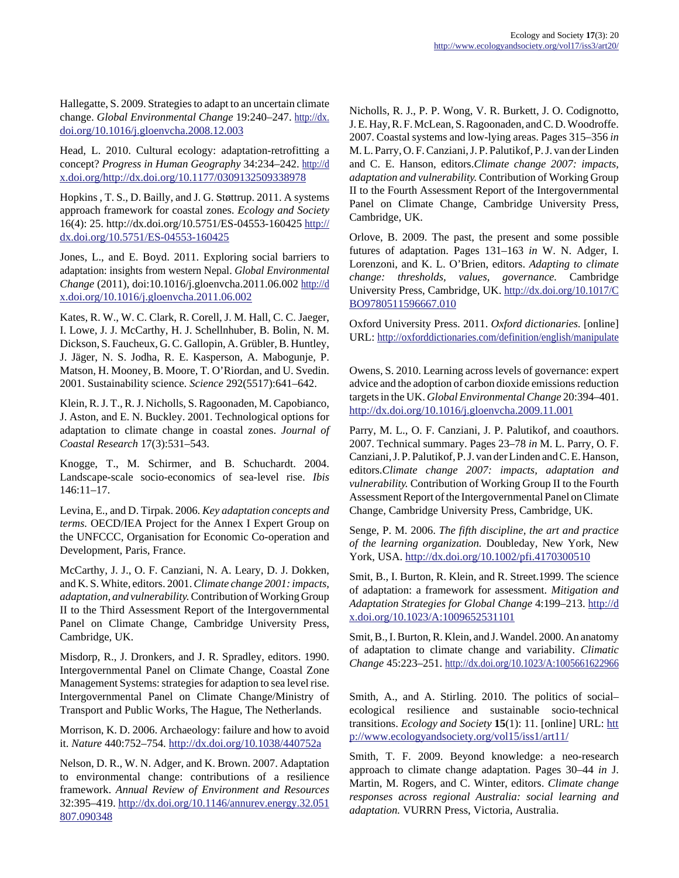Hallegatte, S. 2009. Strategies to adapt to an uncertain climate change. *Global Environmental Change* 19:240–247. http://dx.doi.org/10.1016/j.gloenvcha.2008.12.003

Head, L. 2010. Cultural ecology: adaptation-retrofitting a concept? *Progress in Human Geography* 34:234–242. http://dx.doi.org/http://dx.doi.org/10.1177/0309132509338978

Hopkins , T. S., D. Bailly, and J. G. Støttrup. 2011. A systems approach framework for coastal zones. *Ecology and Society* 16(4): 25. http://dx.doi.org/10.5751/ES-04553-160425 http://dx.doi.org/10.5751/ES-04553-160425

Jones, L., and E. Boyd. 2011. Exploring social barriers to adaptation: insights from western Nepal. *Global Environmental Change* (2011), doi:10.1016/j.gloenvcha.2011.06.002 http://dx.doi.org/10.1016/j.gloenvcha.2011.06.002

Kates, R. W., W. C. Clark, R. Corell, J. M. Hall, C. C. Jaeger, I. Lowe, J. J. McCarthy, H. J. Schellnhuber, B. Bolin, N. M. Dickson, S. Faucheux, G. C. Gallopin, A. Grübler, B. Huntley, J. Jäger, N. S. Jodha, R. E. Kasperson, A. Mabogunje, P. Matson, H. Mooney, B. Moore, T. O'Riordan, and U. Svedin. 2001. Sustainability science. *Science* 292(5517):641–642.

Klein, R. J. T., R. J. Nicholls, S. Ragoonaden, M. Capobianco, J. Aston, and E. N. Buckley. 2001. Technological options for adaptation to climate change in coastal zones. *Journal of Coastal Research* 17(3):531–543.

Knogge, T., M. Schirmer, and B. Schuchardt. 2004. Landscape-scale socio-economics of sea-level rise. *Ibis* 146:11–17.

Levina, E., and D. Tirpak. 2006. *Key adaptation concepts and terms.* OECD/IEA Project for the Annex I Expert Group on the UNFCCC, Organisation for Economic Co-operation and Development, Paris, France.

McCarthy, J. J., O. F. Canziani, N. A. Leary, D. J. Dokken, and K. S. White, editors. 2001. *Climate change 2001: impacts, adaptation, and vulnerability.* Contribution of Working Group II to the Third Assessment Report of the Intergovernmental Panel on Climate Change, Cambridge University Press, Cambridge, UK.

Misdorp, R., J. Dronkers, and J. R. Spradley, editors. 1990. Intergovernmental Panel on Climate Change, Coastal Zone Management Systems: strategies for adaption to sea level rise. Intergovernmental Panel on Climate Change/Ministry of Transport and Public Works, The Hague, The Netherlands.

Morrison, K. D. 2006. Archaeology: failure and how to avoid it. *Nature* 440:752–754. http://dx.doi.org/10.1038/440752a

Nelson, D. R., W. N. Adger, and K. Brown. 2007. Adaptation to environmental change: contributions of a resilience framework. *Annual Review of Environment and Resources* 32:395–419. http://dx.doi.org/10.1146/annurev.energy.32.051807.090348

Nicholls, R. J., P. P. Wong, V. R. Burkett, J. O. Codignotto, J. E. Hay, R. F. McLean, S. Ragoonaden, and C. D. Woodroffe. 2007. Coastal systems and low-lying areas. Pages 315–356 *in* M. L. Parry, O. F. Canziani, J. P. Palutikof, P. J. van der Linden and C. E. Hanson, editors.*Climate change 2007: impacts, adaptation and vulnerability.* Contribution of Working Group II to the Fourth Assessment Report of the Intergovernmental Panel on Climate Change, Cambridge University Press, Cambridge, UK.

Orlove, B. 2009. The past, the present and some possible futures of adaptation. Pages 131–163 *in* W. N. Adger, I. Lorenzoni, and K. L. O'Brien, editors. *Adapting to climate change: thresholds, values, governance.* Cambridge University Press, Cambridge, UK. http://dx.doi.org/10.1017/CBO9780511596667.010

Oxford University Press. 2011. *Oxford dictionaries.* [online] URL: http://oxforddictionaries.com/definition/english/manipulate

Owens, S. 2010. Learning across levels of governance: expert advice and the adoption of carbon dioxide emissions reduction targets in the UK. *Global Environmental Change* 20:394–401. http://dx.doi.org/10.1016/j.gloenvcha.2009.11.001

Parry, M. L., O. F. Canziani, J. P. Palutikof, and coauthors. 2007. Technical summary. Pages 23–78 *in* M. L. Parry, O. F. Canziani, J. P. Palutikof, P. J. van der Linden and C. E. Hanson, editors.*Climate change 2007: impacts, adaptation and vulnerability.* Contribution of Working Group II to the Fourth Assessment Report of the Intergovernmental Panel on Climate Change, Cambridge University Press, Cambridge, UK.

Senge, P. M. 2006. *The fifth discipline, the art and practice of the learning organization.* Doubleday, New York, New York, USA. http://dx.doi.org/10.1002/pfi.4170300510

Smit, B., I. Burton, R. Klein, and R. Street.1999. The science of adaptation: a framework for assessment. *Mitigation and Adaptation Strategies for Global Change* 4:199–213. http://dx.doi.org/10.1023/A:1009652531101

Smit, B., I. Burton, R. Klein, and J. Wandel. 2000. An anatomy of adaptation to climate change and variability. *Climatic Change* 45:223–251. http://dx.doi.org/10.1023/A:1005661622966

Smith, A., and A. Stirling. 2010. The politics of social–ecological resilience and sustainable socio-technical transitions. *Ecology and Society* **15**(1): 11. [online] URL: http://www.ecologyandsociety.org/vol15/iss1/art11/

Smith, T. F. 2009. Beyond knowledge: a neo-research approach to climate change adaptation. Pages 30–44 *in* J. Martin, M. Rogers, and C. Winter, editors. *Climate change responses across regional Australia: social learning and adaptation.* VURRN Press, Victoria, Australia.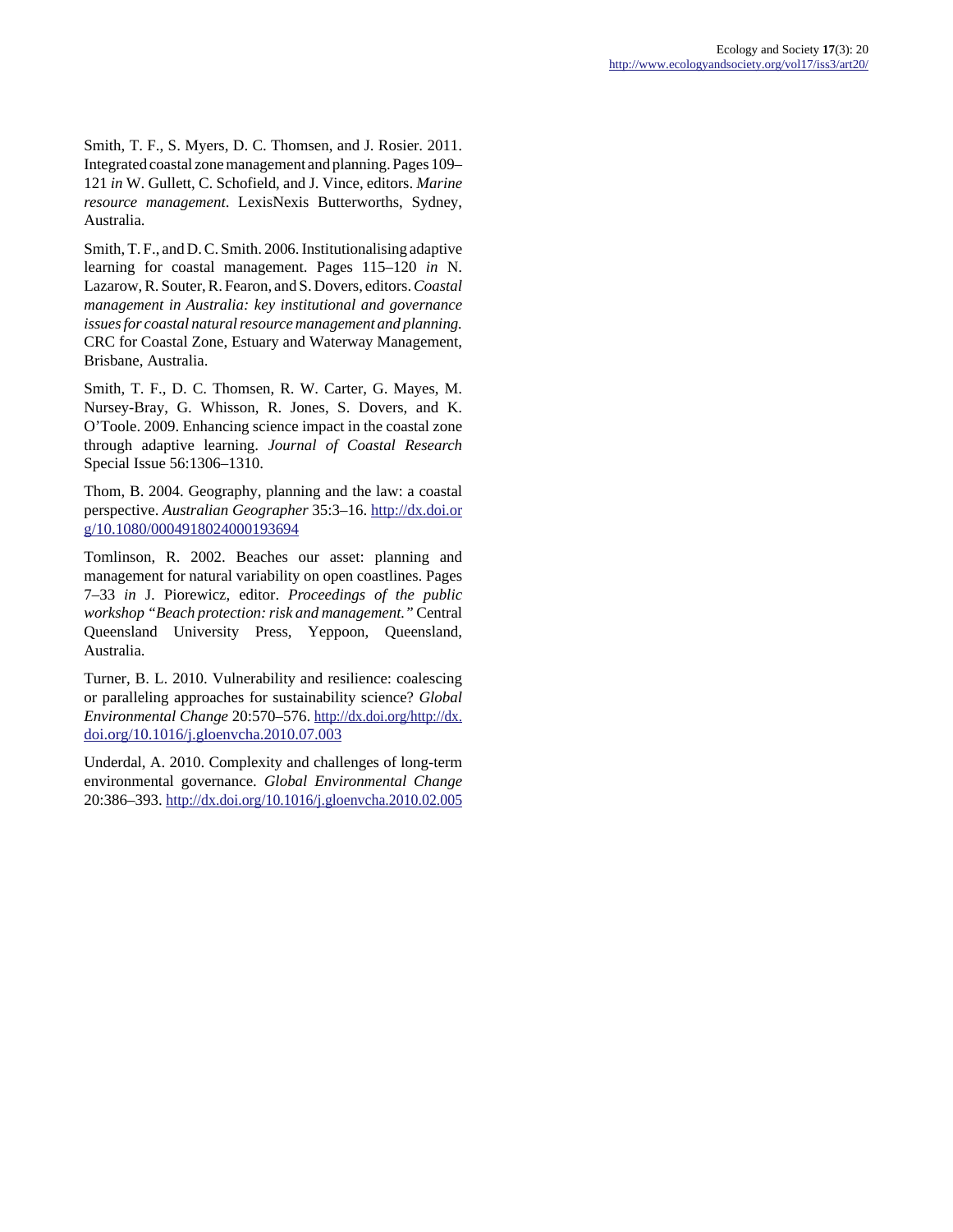Smith, T. F., S. Myers, D. C. Thomsen, and J. Rosier. 2011. Integrated coastal zone management and planning. Pages 109–121 *in* W. Gullett, C. Schofield, and J. Vince, editors. *Marine resource management*. LexisNexis Butterworths, Sydney, Australia.

Smith, T. F., and D. C. Smith. 2006. Institutionalising adaptive learning for coastal management. Pages 115–120 *in* N. Lazarow, R. Souter, R. Fearon, and S. Dovers, editors. *Coastal management in Australia: key institutional and governance issues for coastal natural resource management and planning.* CRC for Coastal Zone, Estuary and Waterway Management, Brisbane, Australia.

Smith, T. F., D. C. Thomsen, R. W. Carter, G. Mayes, M. Nursey-Bray, G. Whisson, R. Jones, S. Dovers, and K. O'Toole. 2009. Enhancing science impact in the coastal zone through adaptive learning. *Journal of Coastal Research* Special Issue 56:1306–1310.

Thom, B. 2004. Geography, planning and the law: a coastal perspective. *Australian Geographer* 35:3–16. http://dx.doi.org/10.1080/0004918024000193694

Tomlinson, R. 2002. Beaches our asset: planning and management for natural variability on open coastlines. Pages 7–33 *in* J. Piorewicz, editor. *Proceedings of the public workshop "Beach protection: risk and management."* Central Queensland University Press, Yeppoon, Queensland, Australia.

Turner, B. L. 2010. Vulnerability and resilience: coalescing or paralleling approaches for sustainability science? *Global Environmental Change* 20:570–576. http://dx.doi.org/http://dx.doi.org/10.1016/j.gloenvcha.2010.07.003

Underdal, A. 2010. Complexity and challenges of long-term environmental governance. *Global Environmental Change* 20:386–393. http://dx.doi.org/10.1016/j.gloenvcha.2010.02.005